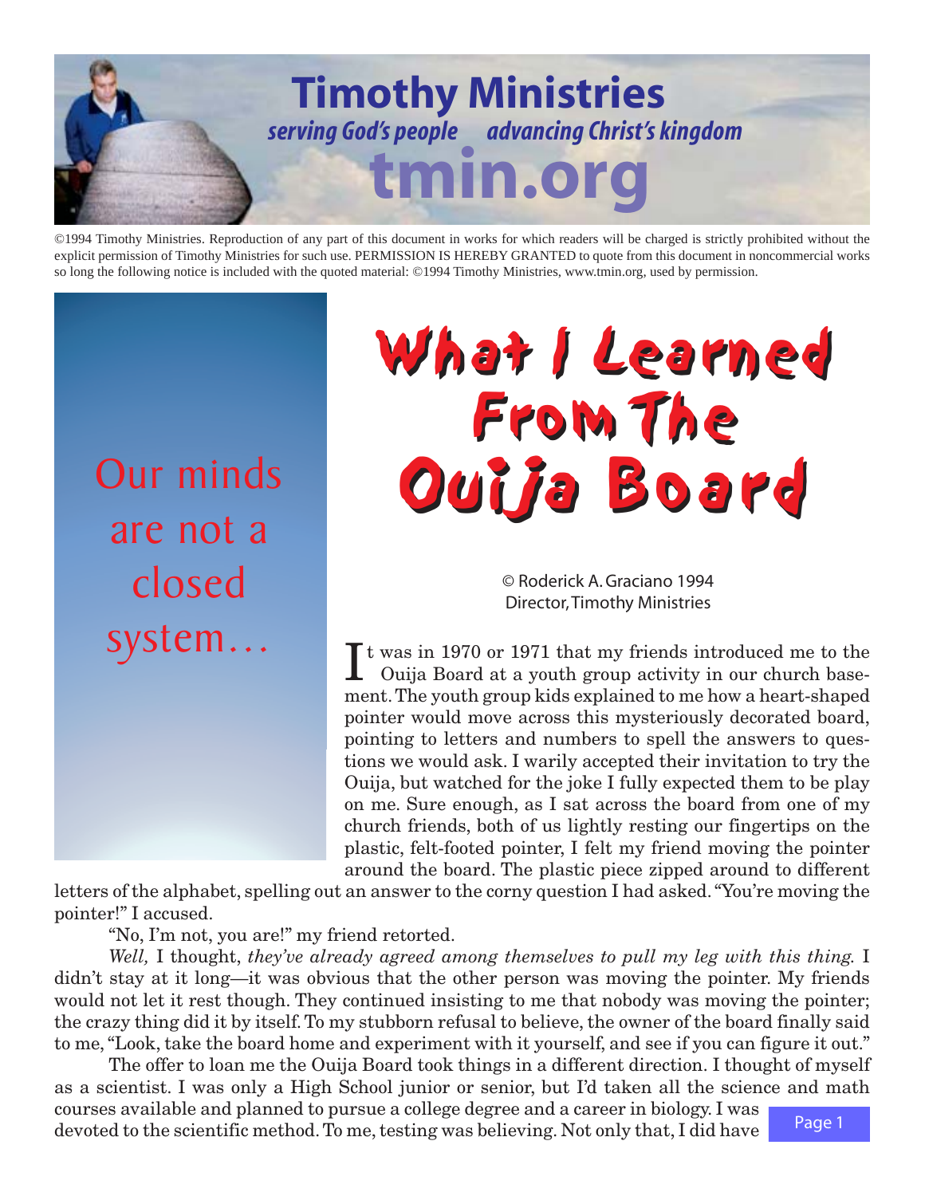**Timothy Ministries**

*serving God's people advancing Christ's kingdom*

**tmin.org**

©1994 Timothy Ministries. Reproduction of any part of this document in works for which readers will be charged is strictly prohibited without the explicit permission of Timothy Ministries for such use. PERMISSION IS HEREBY GRANTED to quote from this document in noncommercial works so long the following notice is included with the quoted material: ©1994 Timothy Ministries, www.tmin.org, used by permission.

Our minds are not a closed system…

# What I Learned From The Ouija Board

© Roderick A. Graciano 1994
Director, Timothy Ministries

It was in 1970 or 1971 that my friends introduced me to the Ouija Board at a youth group activity in our church basement. The youth group kids explained to me how a heart-shaped pointer would move across this mysteriously decorated board, pointing to letters and numbers to spell the answers to questions we would ask. I warily accepted their invitation to try the Ouija, but watched for the joke I fully expected them to be play on me. Sure enough, as I sat across the board from one of my church friends, both of us lightly resting our fingertips on the plastic, felt-footed pointer, I felt my friend moving the pointer around the board. The plastic piece zipped around to different letters of the alphabet, spelling out an answer to the corny question I had asked. "You're moving the pointer!" I accused.

"No, I'm not, you are!" my friend retorted.

*Well,* I thought, *they've already agreed among themselves to pull my leg with this thing.* I didn't stay at it long—it was obvious that the other person was moving the pointer. My friends would not let it rest though. They continued insisting to me that nobody was moving the pointer; the crazy thing did it by itself. To my stubborn refusal to believe, the owner of the board finally said to me, "Look, take the board home and experiment with it yourself, and see if you can figure it out."

The offer to loan me the Ouija Board took things in a different direction. I thought of myself as a scientist. I was only a High School junior or senior, but I'd taken all the science and math courses available and planned to pursue a college degree and a career in biology. I was devoted to the scientific method. To me, testing was believing. Not only that, I did have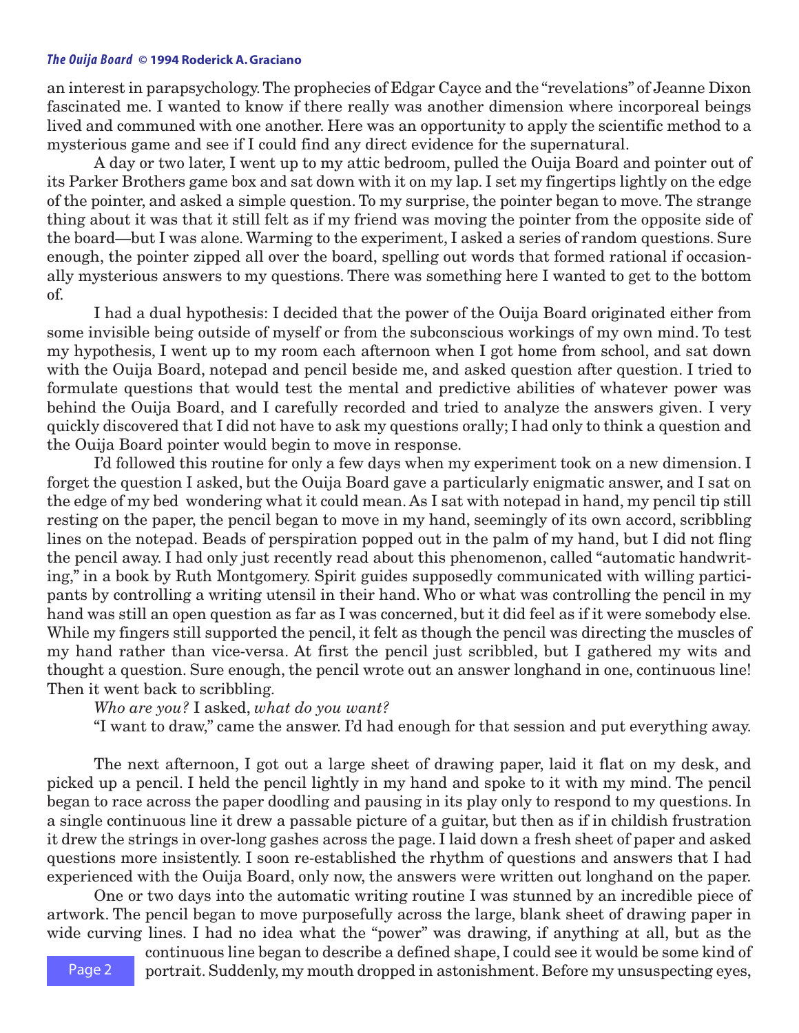an interest in parapsychology. The prophecies of Edgar Cayce and the "revelations" of Jeanne Dixon fascinated me. I wanted to know if there really was another dimension where incorporeal beings lived and communed with one another. Here was an opportunity to apply the scientific method to a mysterious game and see if I could find any direct evidence for the supernatural.

A day or two later, I went up to my attic bedroom, pulled the Ouija Board and pointer out of its Parker Brothers game box and sat down with it on my lap. I set my fingertips lightly on the edge of the pointer, and asked a simple question. To my surprise, the pointer began to move. The strange thing about it was that it still felt as if my friend was moving the pointer from the opposite side of the board—but I was alone. Warming to the experiment, I asked a series of random questions. Sure enough, the pointer zipped all over the board, spelling out words that formed rational if occasionally mysterious answers to my questions. There was something here I wanted to get to the bottom of.

I had a dual hypothesis: I decided that the power of the Ouija Board originated either from some invisible being outside of myself or from the subconscious workings of my own mind. To test my hypothesis, I went up to my room each afternoon when I got home from school, and sat down with the Ouija Board, notepad and pencil beside me, and asked question after question. I tried to formulate questions that would test the mental and predictive abilities of whatever power was behind the Ouija Board, and I carefully recorded and tried to analyze the answers given. I very quickly discovered that I did not have to ask my questions orally; I had only to think a question and the Ouija Board pointer would begin to move in response.

I'd followed this routine for only a few days when my experiment took on a new dimension. I forget the question I asked, but the Ouija Board gave a particularly enigmatic answer, and I sat on the edge of my bed wondering what it could mean. As I sat with notepad in hand, my pencil tip still resting on the paper, the pencil began to move in my hand, seemingly of its own accord, scribbling lines on the notepad. Beads of perspiration popped out in the palm of my hand, but I did not fling the pencil away. I had only just recently read about this phenomenon, called "automatic handwriting," in a book by Ruth Montgomery. Spirit guides supposedly communicated with willing participants by controlling a writing utensil in their hand. Who or what was controlling the pencil in my hand was still an open question as far as I was concerned, but it did feel as if it were somebody else. While my fingers still supported the pencil, it felt as though the pencil was directing the muscles of my hand rather than vice-versa. At first the pencil just scribbled, but I gathered my wits and thought a question. Sure enough, the pencil wrote out an answer longhand in one, continuous line! Then it went back to scribbling.

*Who are you?* I asked, *what do you want?*

"I want to draw," came the answer. I'd had enough for that session and put everything away.

The next afternoon, I got out a large sheet of drawing paper, laid it flat on my desk, and picked up a pencil. I held the pencil lightly in my hand and spoke to it with my mind. The pencil began to race across the paper doodling and pausing in its play only to respond to my questions. In a single continuous line it drew a passable picture of a guitar, but then as if in childish frustration it drew the strings in over-long gashes across the page. I laid down a fresh sheet of paper and asked questions more insistently. I soon re-established the rhythm of questions and answers that I had experienced with the Ouija Board, only now, the answers were written out longhand on the paper.

One or two days into the automatic writing routine I was stunned by an incredible piece of artwork. The pencil began to move purposefully across the large, blank sheet of drawing paper in wide curving lines. I had no idea what the "power" was drawing, if anything at all, but as the continuous line began to describe a defined shape, I could see it would be some kind of portrait. Suddenly, my mouth dropped in astonishment. Before my unsuspecting eyes,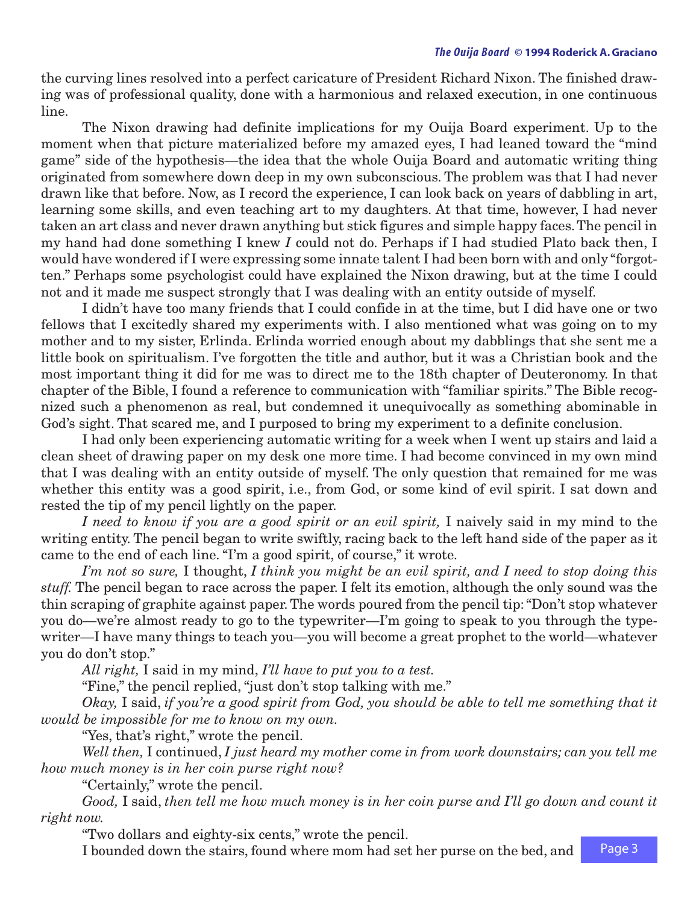the curving lines resolved into a perfect caricature of President Richard Nixon. The finished drawing was of professional quality, done with a harmonious and relaxed execution, in one continuous line.

The Nixon drawing had definite implications for my Ouija Board experiment. Up to the moment when that picture materialized before my amazed eyes, I had leaned toward the "mind game" side of the hypothesis—the idea that the whole Ouija Board and automatic writing thing originated from somewhere down deep in my own subconscious. The problem was that I had never drawn like that before. Now, as I record the experience, I can look back on years of dabbling in art, learning some skills, and even teaching art to my daughters. At that time, however, I had never taken an art class and never drawn anything but stick figures and simple happy faces. The pencil in my hand had done something I knew *I* could not do. Perhaps if I had studied Plato back then, I would have wondered if I were expressing some innate talent I had been born with and only "forgotten." Perhaps some psychologist could have explained the Nixon drawing, but at the time I could not and it made me suspect strongly that I was dealing with an entity outside of myself.

I didn't have too many friends that I could confide in at the time, but I did have one or two fellows that I excitedly shared my experiments with. I also mentioned what was going on to my mother and to my sister, Erlinda. Erlinda worried enough about my dabblings that she sent me a little book on spiritualism. I've forgotten the title and author, but it was a Christian book and the most important thing it did for me was to direct me to the 18th chapter of Deuteronomy. In that chapter of the Bible, I found a reference to communication with "familiar spirits." The Bible recognized such a phenomenon as real, but condemned it unequivocally as something abominable in God's sight. That scared me, and I purposed to bring my experiment to a definite conclusion.

I had only been experiencing automatic writing for a week when I went up stairs and laid a clean sheet of drawing paper on my desk one more time. I had become convinced in my own mind that I was dealing with an entity outside of myself. The only question that remained for me was whether this entity was a good spirit, i.e., from God, or some kind of evil spirit. I sat down and rested the tip of my pencil lightly on the paper.

*I need to know if you are a good spirit or an evil spirit,* I naively said in my mind to the writing entity. The pencil began to write swiftly, racing back to the left hand side of the paper as it came to the end of each line. "I'm a good spirit, of course," it wrote.

*I'm not so sure,* I thought, *I think you might be an evil spirit, and I need to stop doing this stuff.* The pencil began to race across the paper. I felt its emotion, although the only sound was the thin scraping of graphite against paper. The words poured from the pencil tip: "Don't stop whatever you do—we're almost ready to go to the typewriter—I'm going to speak to you through the typewriter—I have many things to teach you—you will become a great prophet to the world—whatever you do don't stop."

*All right,* I said in my mind, *I'll have to put you to a test.*

"Fine," the pencil replied, "just don't stop talking with me."

*Okay,* I said, *if you're a good spirit from God, you should be able to tell me something that it would be impossible for me to know on my own.*

"Yes, that's right," wrote the pencil.

*Well then,* I continued, *I just heard my mother come in from work downstairs; can you tell me how much money is in her coin purse right now?*

"Certainly," wrote the pencil.

*Good,* I said, *then tell me how much money is in her coin purse and I'll go down and count it right now.*

"Two dollars and eighty-six cents," wrote the pencil.

I bounded down the stairs, found where mom had set her purse on the bed, and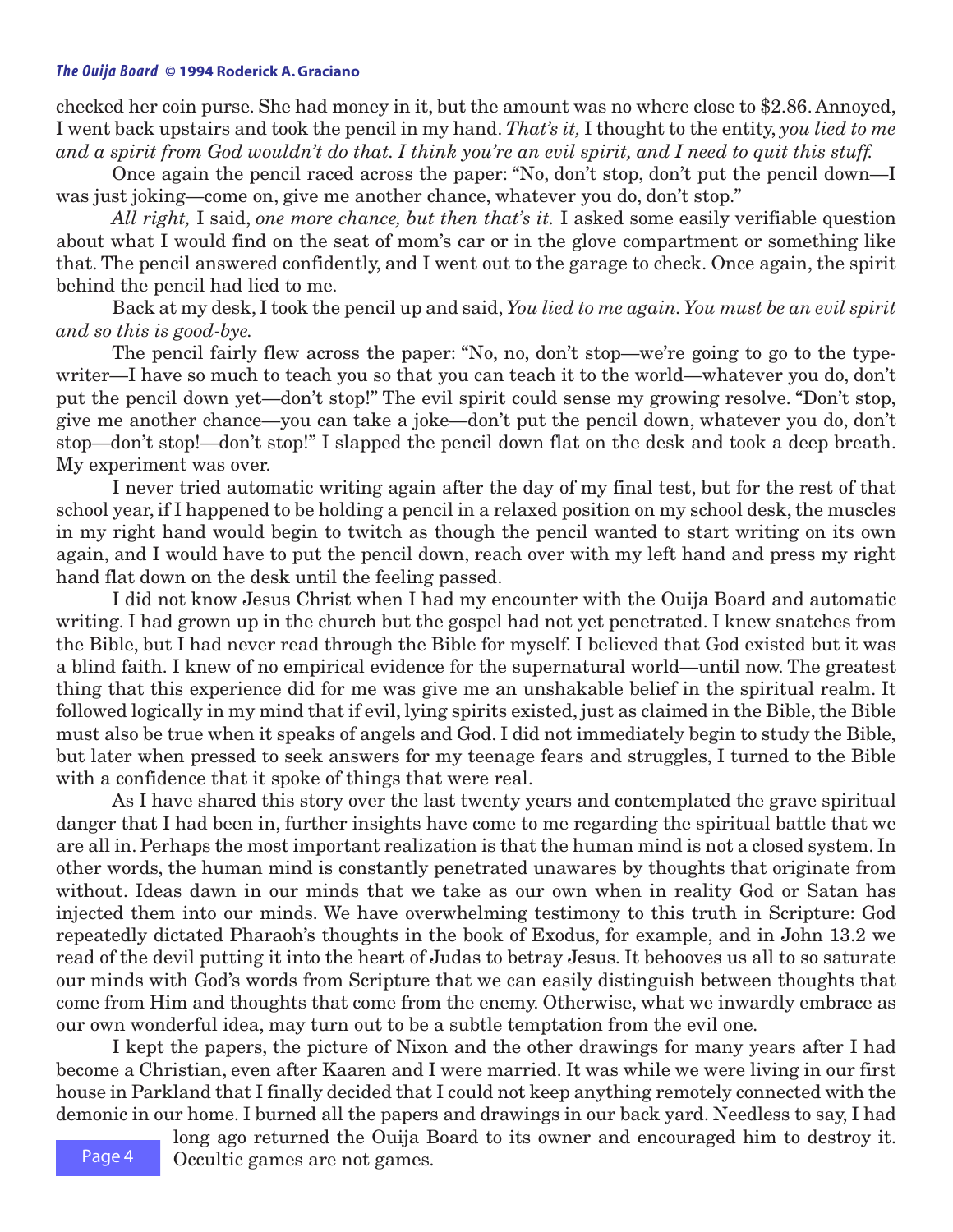checked her coin purse. She had money in it, but the amount was no where close to $2.86. Annoyed, I went back upstairs and took the pencil in my hand. *That's it,* I thought to the entity, *you lied to me and a spirit from God wouldn't do that. I think you're an evil spirit, and I need to quit this stuff.*

Once again the pencil raced across the paper: "No, don't stop, don't put the pencil down—I was just joking—come on, give me another chance, whatever you do, don't stop."

*All right,* I said, *one more chance, but then that's it.* I asked some easily verifiable question about what I would find on the seat of mom's car or in the glove compartment or something like that. The pencil answered confidently, and I went out to the garage to check. Once again, the spirit behind the pencil had lied to me.

Back at my desk, I took the pencil up and said, *You lied to me again. You must be an evil spirit and so this is good-bye.*

The pencil fairly flew across the paper: "No, no, don't stop—we're going to go to the typewriter—I have so much to teach you so that you can teach it to the world—whatever you do, don't put the pencil down yet—don't stop!" The evil spirit could sense my growing resolve. "Don't stop, give me another chance—you can take a joke—don't put the pencil down, whatever you do, don't stop—don't stop!—don't stop!" I slapped the pencil down flat on the desk and took a deep breath. My experiment was over.

I never tried automatic writing again after the day of my final test, but for the rest of that school year, if I happened to be holding a pencil in a relaxed position on my school desk, the muscles in my right hand would begin to twitch as though the pencil wanted to start writing on its own again, and I would have to put the pencil down, reach over with my left hand and press my right hand flat down on the desk until the feeling passed.

I did not know Jesus Christ when I had my encounter with the Ouija Board and automatic writing. I had grown up in the church but the gospel had not yet penetrated. I knew snatches from the Bible, but I had never read through the Bible for myself. I believed that God existed but it was a blind faith. I knew of no empirical evidence for the supernatural world—until now. The greatest thing that this experience did for me was give me an unshakable belief in the spiritual realm. It followed logically in my mind that if evil, lying spirits existed, just as claimed in the Bible, the Bible must also be true when it speaks of angels and God. I did not immediately begin to study the Bible, but later when pressed to seek answers for my teenage fears and struggles, I turned to the Bible with a confidence that it spoke of things that were real.

As I have shared this story over the last twenty years and contemplated the grave spiritual danger that I had been in, further insights have come to me regarding the spiritual battle that we are all in. Perhaps the most important realization is that the human mind is not a closed system. In other words, the human mind is constantly penetrated unawares by thoughts that originate from without. Ideas dawn in our minds that we take as our own when in reality God or Satan has injected them into our minds. We have overwhelming testimony to this truth in Scripture: God repeatedly dictated Pharaoh's thoughts in the book of Exodus, for example, and in John 13.2 we read of the devil putting it into the heart of Judas to betray Jesus. It behooves us all to so saturate our minds with God's words from Scripture that we can easily distinguish between thoughts that come from Him and thoughts that come from the enemy. Otherwise, what we inwardly embrace as our own wonderful idea, may turn out to be a subtle temptation from the evil one.

I kept the papers, the picture of Nixon and the other drawings for many years after I had become a Christian, even after Kaaren and I were married. It was while we were living in our first house in Parkland that I finally decided that I could not keep anything remotely connected with the demonic in our home. I burned all the papers and drawings in our back yard. Needless to say, I had long ago returned the Ouija Board to its owner and encouraged him to destroy it. Occultic games are not games.